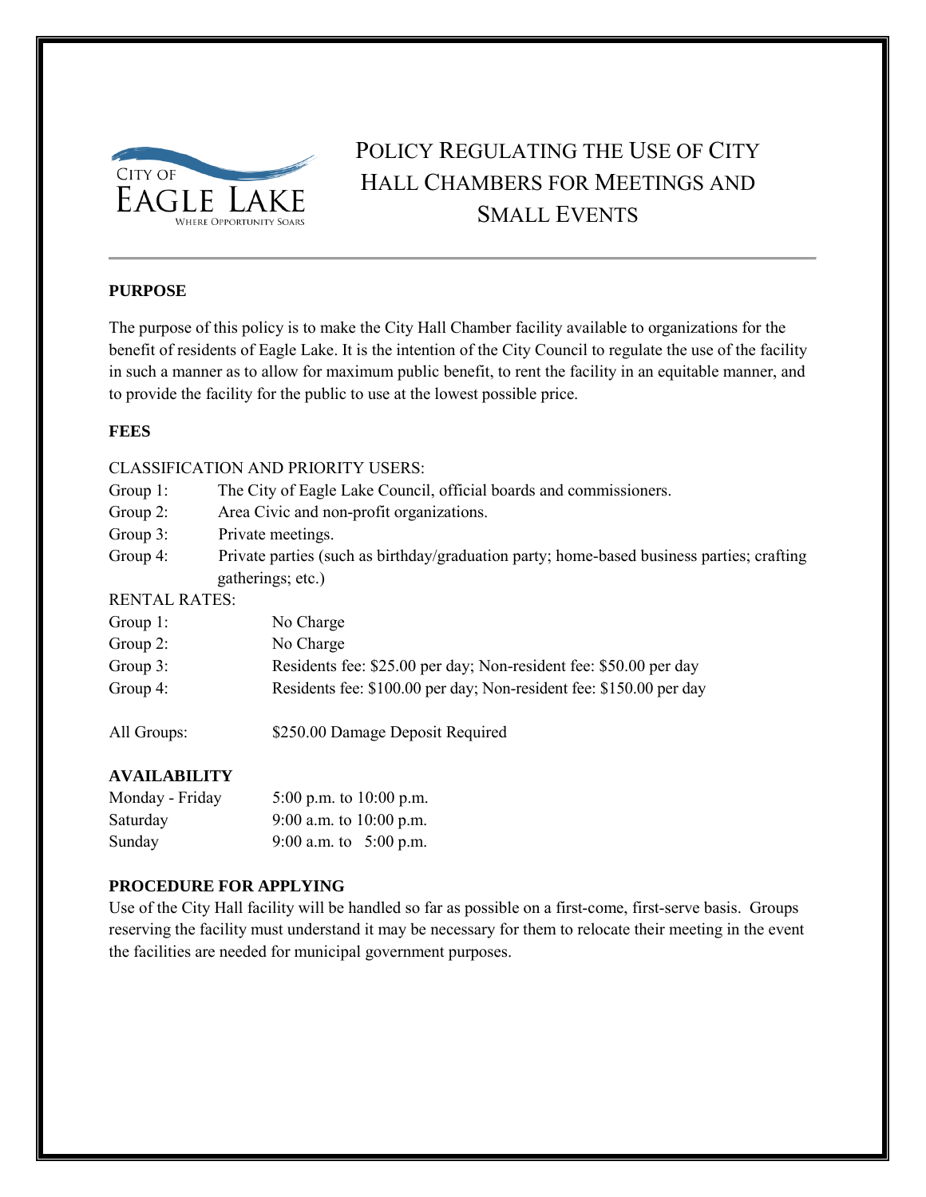CITY OF EAGLE LAKE
WHERE OPPORTUNITY SOARS

# Policy Regulating the Use of City Hall Chambers for Meetings and Small Events

## PURPOSE

The purpose of this policy is to make the City Hall Chamber facility available to organizations for the benefit of residents of Eagle Lake. It is the intention of the City Council to regulate the use of the facility in such a manner as to allow for maximum public benefit, to rent the facility in an equitable manner, and to provide the facility for the public to use at the lowest possible price.

## FEES

CLASSIFICATION AND PRIORITY USERS:

| | |
|---|---|
| Group 1: | The City of Eagle Lake Council, official boards and commissioners. |
| Group 2: | Area Civic and non-profit organizations. |
| Group 3: | Private meetings. |
| Group 4: | Private parties (such as birthday/graduation party; home-based business parties; crafting gatherings; etc.) |

RENTAL RATES:

| | |
|---|---|
| Group 1: | No Charge |
| Group 2: | No Charge |
| Group 3: | Residents fee: $25.00 per day; Non-resident fee: $50.00 per day |
| Group 4: | Residents fee: $100.00 per day; Non-resident fee: $150.00 per day |
| All Groups: | $250.00 Damage Deposit Required |

## AVAILABILITY

| | |
|---|---|
| Monday - Friday | 5:00 p.m. to 10:00 p.m. |
| Saturday | 9:00 a.m. to 10:00 p.m. |
| Sunday | 9:00 a.m. to 5:00 p.m. |

## PROCEDURE FOR APPLYING

Use of the City Hall facility will be handled so far as possible on a first-come, first-serve basis. Groups reserving the facility must understand it may be necessary for them to relocate their meeting in the event the facilities are needed for municipal government purposes.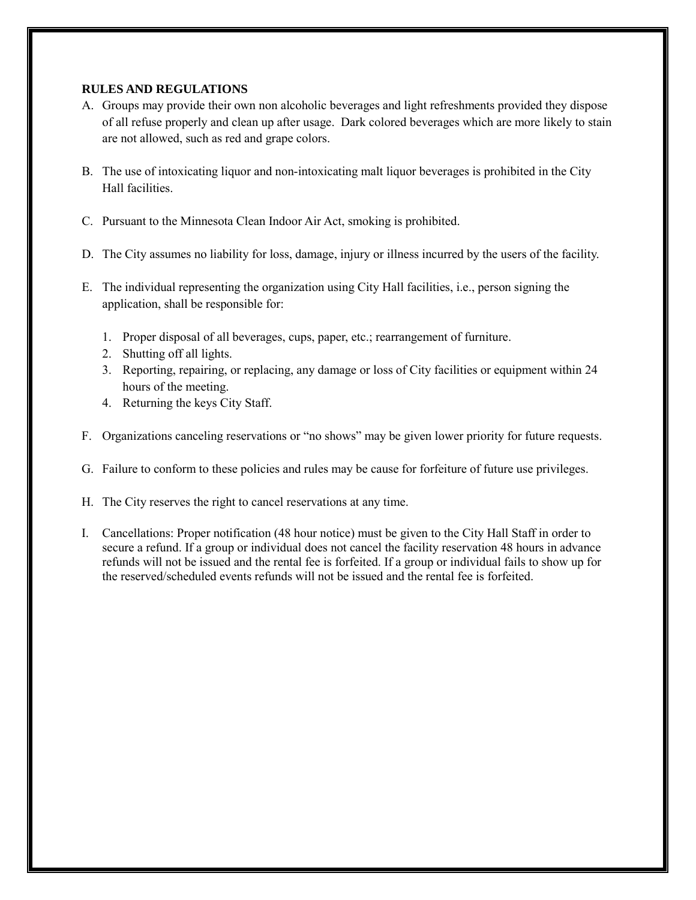**RULES AND REGULATIONS**

A. Groups may provide their own non alcoholic beverages and light refreshments provided they dispose of all refuse properly and clean up after usage. Dark colored beverages which are more likely to stain are not allowed, such as red and grape colors.

B. The use of intoxicating liquor and non-intoxicating malt liquor beverages is prohibited in the City Hall facilities.

C. Pursuant to the Minnesota Clean Indoor Air Act, smoking is prohibited.

D. The City assumes no liability for loss, damage, injury or illness incurred by the users of the facility.

E. The individual representing the organization using City Hall facilities, i.e., person signing the application, shall be responsible for:

   1. Proper disposal of all beverages, cups, paper, etc.; rearrangement of furniture.
   2. Shutting off all lights.
   3. Reporting, repairing, or replacing, any damage or loss of City facilities or equipment within 24 hours of the meeting.
   4. Returning the keys City Staff.

F. Organizations canceling reservations or "no shows" may be given lower priority for future requests.

G. Failure to conform to these policies and rules may be cause for forfeiture of future use privileges.

H. The City reserves the right to cancel reservations at any time.

I. Cancellations: Proper notification (48 hour notice) must be given to the City Hall Staff in order to secure a refund. If a group or individual does not cancel the facility reservation 48 hours in advance refunds will not be issued and the rental fee is forfeited. If a group or individual fails to show up for the reserved/scheduled events refunds will not be issued and the rental fee is forfeited.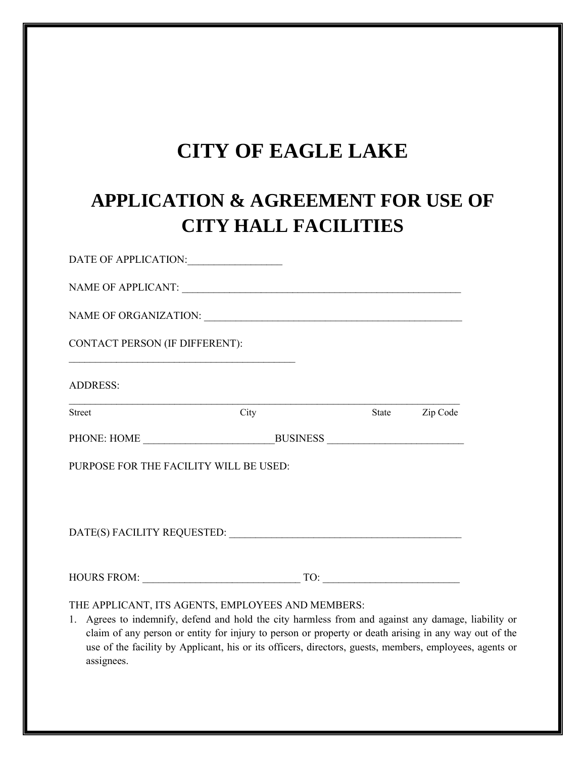# CITY OF EAGLE LAKE

## APPLICATION & AGREEMENT FOR USE OF CITY HALL FACILITIES

DATE OF APPLICATION:_________________

NAME OF APPLICANT: ______________________________________________________

NAME OF ORGANIZATION: __________________________________________________

CONTACT PERSON (IF DIFFERENT):

___________________________________________

ADDRESS:

__________________________________________________________________________

Street City State Zip Code

PHONE: HOME ________________________BUSINESS _________________________

PURPOSE FOR THE FACILITY WILL BE USED:

DATE(S) FACILITY REQUESTED: ____________________________________________

HOURS FROM: _____________________________ TO: _________________________

THE APPLICANT, ITS AGENTS, EMPLOYEES AND MEMBERS:

1. Agrees to indemnify, defend and hold the city harmless from and against any damage, liability or claim of any person or entity for injury to person or property or death arising in any way out of the use of the facility by Applicant, his or its officers, directors, guests, members, employees, agents or assignees.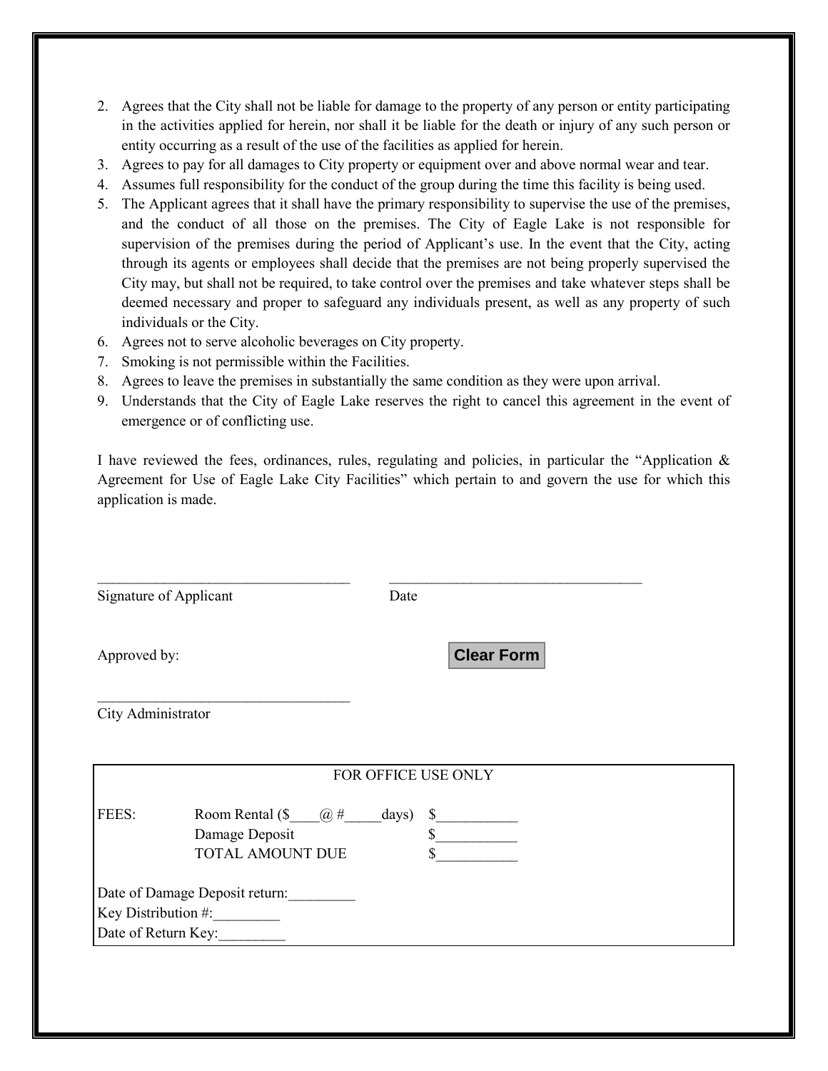2. Agrees that the City shall not be liable for damage to the property of any person or entity participating in the activities applied for herein, nor shall it be liable for the death or injury of any such person or entity occurring as a result of the use of the facilities as applied for herein.
3. Agrees to pay for all damages to City property or equipment over and above normal wear and tear.
4. Assumes full responsibility for the conduct of the group during the time this facility is being used.
5. The Applicant agrees that it shall have the primary responsibility to supervise the use of the premises, and the conduct of all those on the premises. The City of Eagle Lake is not responsible for supervision of the premises during the period of Applicant's use. In the event that the City, acting through its agents or employees shall decide that the premises are not being properly supervised the City may, but shall not be required, to take control over the premises and take whatever steps shall be deemed necessary and proper to safeguard any individuals present, as well as any property of such individuals or the City.
6. Agrees not to serve alcoholic beverages on City property.
7. Smoking is not permissible within the Facilities.
8. Agrees to leave the premises in substantially the same condition as they were upon arrival.
9. Understands that the City of Eagle Lake reserves the right to cancel this agreement in the event of emergence or of conflicting use.

I have reviewed the fees, ordinances, rules, regulating and policies, in particular the "Application & Agreement for Use of Eagle Lake City Facilities" which pertain to and govern the use for which this application is made.

___________________________________ ___________________________________
Signature of Applicant Date

Approved by:

Clear Form

___________________________________
City Administrator

FOR OFFICE USE ONLY

| | | |
|---|---|---|
| FEES: | Room Rental ($____@ #_____days) | $___________ |
| | Damage Deposit | $___________ |
| | TOTAL AMOUNT DUE | $___________ |

Date of Damage Deposit return:_________
Key Distribution #:_________
Date of Return Key:_________